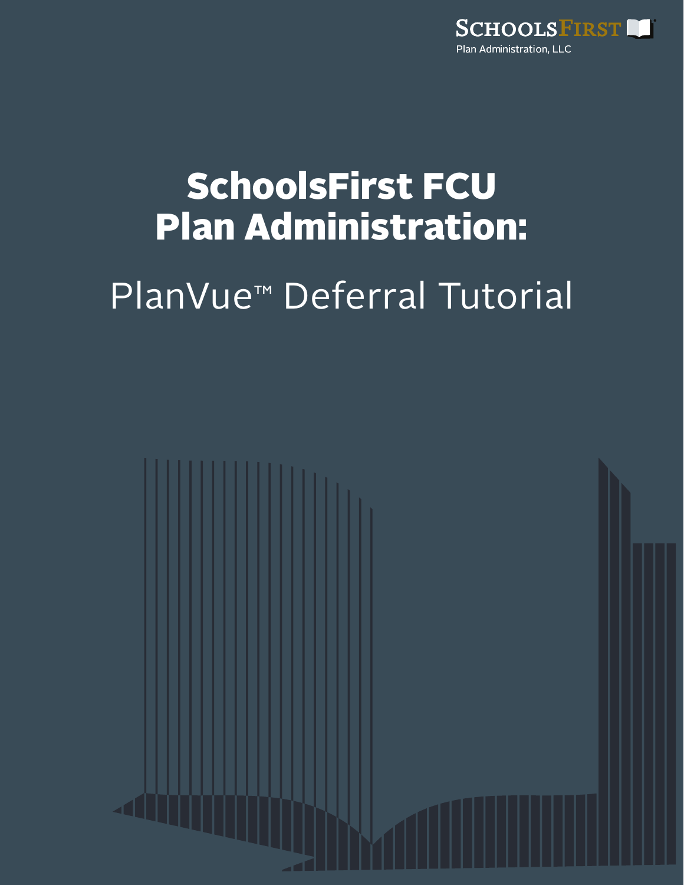SchoolsFirst Plan Administration, LLC

# SchoolsFirst FCU Plan Administration:

## PlanVue™ Deferral Tutorial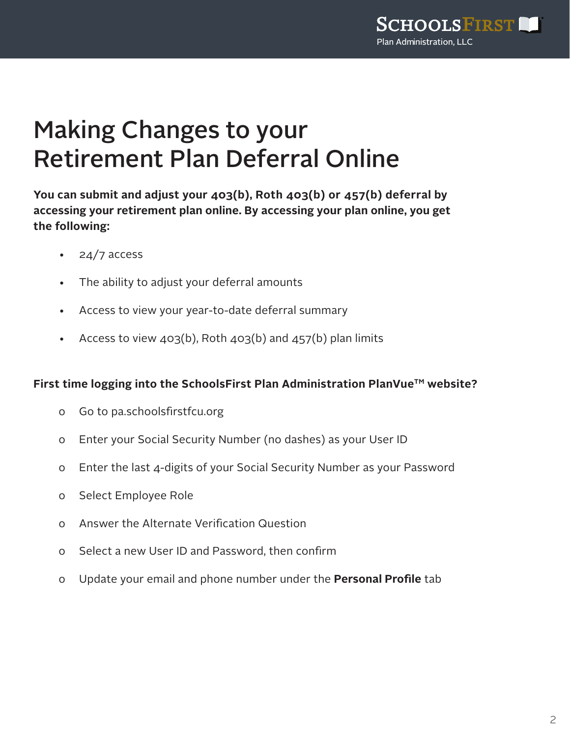# Making Changes to your Retirement Plan Deferral Online

**You can submit and adjust your 403(b), Roth 403(b) or 457(b) deferral by accessing your retirement plan online. By accessing your plan online, you get the following:**

- 24/7 access
- The ability to adjust your deferral amounts
- Access to view your year-to-date deferral summary
- Access to view 403(b), Roth 403(b) and 457(b) plan limits

**First time logging into the SchoolsFirst Plan Administration PlanVue™ website?**

- Go to pa.schoolsfirstfcu.org
- Enter your Social Security Number (no dashes) as your User ID
- Enter the last 4-digits of your Social Security Number as your Password
- Select Employee Role
- Answer the Alternate Verification Question
- Select a new User ID and Password, then confirm
- Update your email and phone number under the **Personal Profile** tab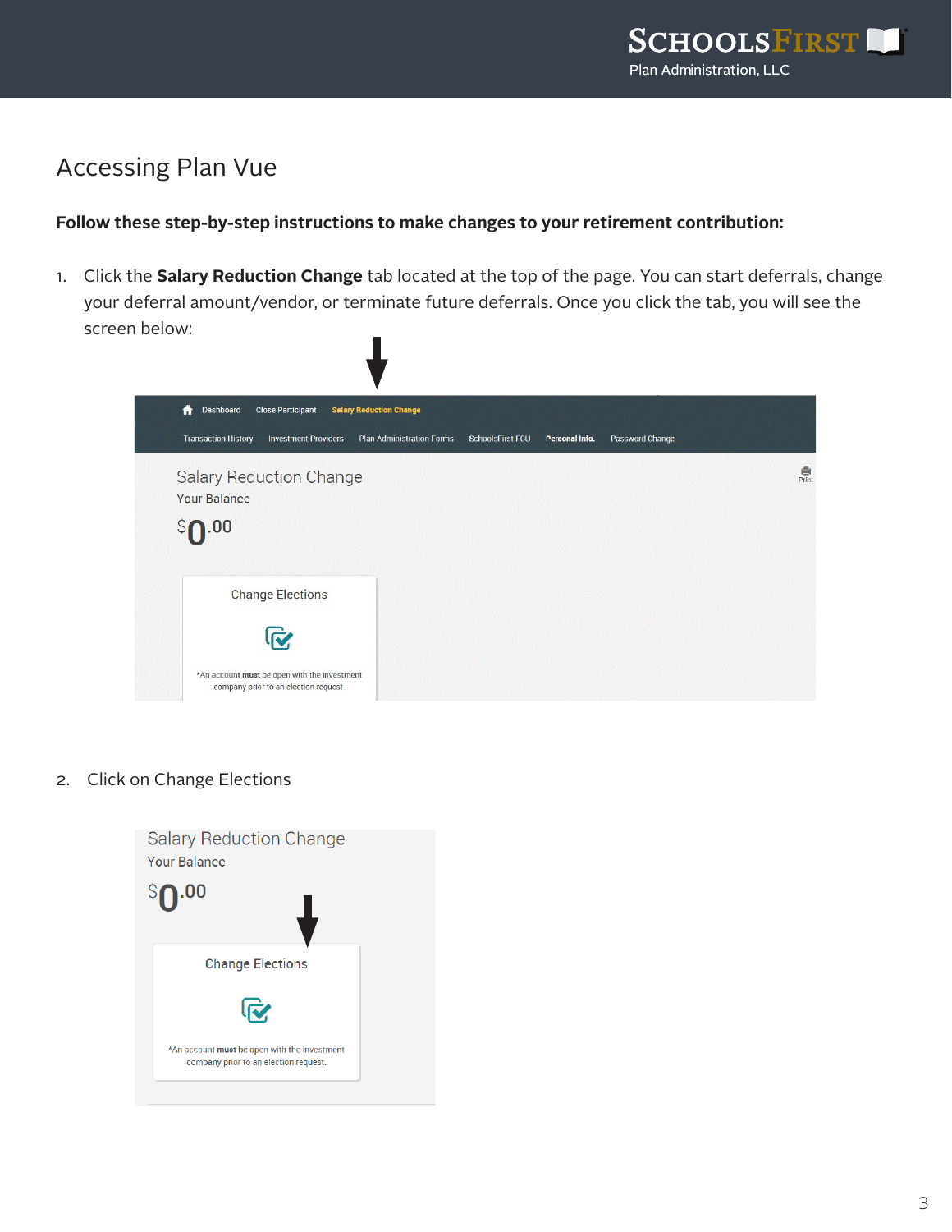# Accessing Plan Vue

**Follow these step-by-step instructions to make changes to your retirement contribution:**

1. Click the **Salary Reduction Change** tab located at the top of the page. You can start deferrals, change your deferral amount/vendor, or terminate future deferrals. Once you click the tab, you will see the screen below:

2. Click on Change Elections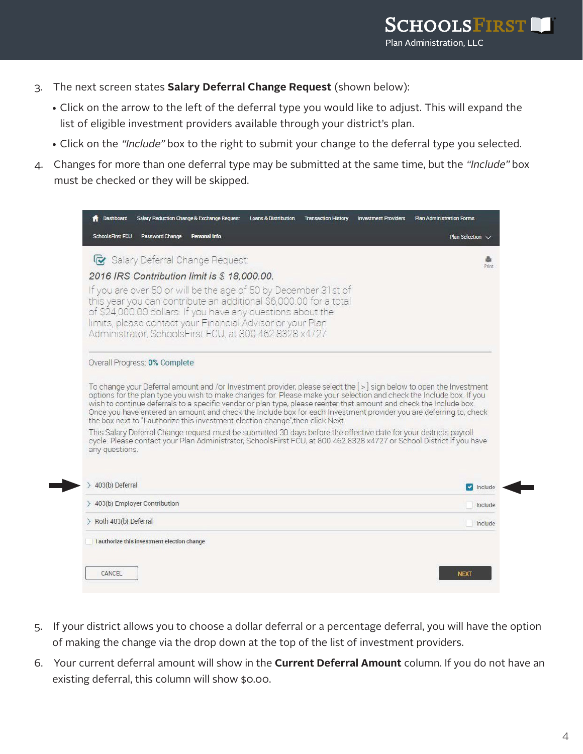3. The next screen states **Salary Deferral Change Request** (shown below):

   - Click on the arrow to the left of the deferral type you would like to adjust. This will expand the list of eligible investment providers available through your district's plan.
   - Click on the *"Include"* box to the right to submit your change to the deferral type you selected.

4. Changes for more than one deferral type may be submitted at the same time, but the *"Include"* box must be checked or they will be skipped.

Dashboard | Salary Reduction Change & Exchange Request | Loans & Distribution | Transaction History | Investment Providers | Plan Administration Forms

SchoolsFirst FCU | Password Change | Personal Info. | Plan Selection

Salary Deferral Change Request

Print

*2016 IRS Contribution limit is $ 18,000.00.*

If you are over 50 or will be the age of 50 by December 31st of this year you can contribute an additional $6,000.00 for a total of $24,000.00 dollars. If you have any questions about the limits, please contact your Financial Advisor or your Plan Administrator, SchoolsFirst FCU, at 800.462.8328 x4727

Overall Progress: 0% Complete

To change your Deferral amount and /or Investment provider, please select the [ > ] sign below to open the Investment options for the plan type you wish to make changes for. Please make your selection and check the Include box. If you wish to continue deferrals to a specific vendor or plan type, please reenter that amount and check the Include box. Once you have entered an amount and check the Include box for each Investment provider you are deferring to, check the box next to "I authorize this investment election change",then click Next.

This Salary Deferral Change request must be submitted 30 days before the effective date for your districts payroll cycle. Please contact your Plan Administrator, SchoolsFirst FCU, at 800.462.8328 x4727 or School District if you have any questions.

- 403(b) Deferral — Include ☑
- 403(b) Employer Contribution — Include ☐
- Roth 403(b) Deferral — Include ☐

☐ I authorize this investment election change

CANCEL | NEXT

5. If your district allows you to choose a dollar deferral or a percentage deferral, you will have the option of making the change via the drop down at the top of the list of investment providers.

6. Your current deferral amount will show in the **Current Deferral Amount** column. If you do not have an existing deferral, this column will show $0.00.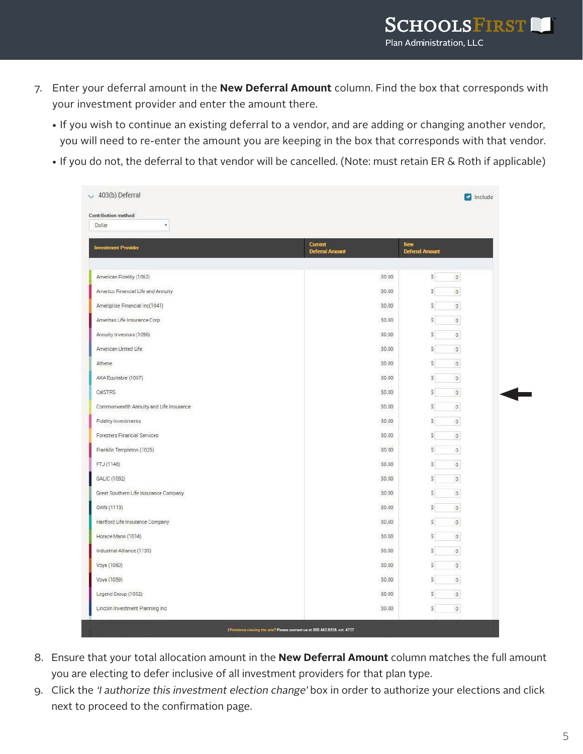7. Enter your deferral amount in the **New Deferral Amount** column. Find the box that corresponds with your investment provider and enter the amount there.
   - If you wish to continue an existing deferral to a vendor, and are adding or changing another vendor, you will need to re-enter the amount you are keeping in the box that corresponds with that vendor.
   - If you do not, the deferral to that vendor will be cancelled. (Note: must retain ER & Roth if applicable)

403(b) Deferral

Include

Contribution method

Dollar

| Investment Provider | Current Deferral Amount | New Deferral Amount |
|---|---|---|
| American Fidelity (1052) | $0.00 | $ 0 |
| Americo Financial Life and Annuity | $0.00 | $ 0 |
| Ameriprise Financial Inc(1041) | $0.00 | $ 0 |
| Ameritas Life Insurance Corp | $0.00 | $ 0 |
| Annuity Investors (1096) | $0.00 | $ 0 |
| American United Life | $0.00 | $ 0 |
| Athene | $0.00 | $ 0 |
| AXA Equitable (1067) | $0.00 | $ 0 |
| CalSTRS | $0.00 | $ 0 |
| Commonwealth Annuity and Life Insurance | $0.00 | $ 0 |
| Fidelity Investments | $0.00 | $ 0 |
| Foresters Financial Services | $0.00 | $ 0 |
| Franklin Templeton (1025) | $0.00 | $ 0 |
| FTJ (1146) | $0.00 | $ 0 |
| GALIC (1092) | $0.00 | $ 0 |
| Great Southern Life Insurance Company | $0.00 | $ 0 |
| GWN (1113) | $0.00 | $ 0 |
| Hartford Life Insurance Company | $0.00 | $ 0 |
| Horace Mann (1014) | $0.00 | $ 0 |
| Industrial Alliance (1135) | $0.00 | $ 0 |
| Voya (1060) | $0.00 | $ 0 |
| Voya (1059) | $0.00 | $ 0 |
| Legend Group (1052) | $0.00 | $ 0 |
| Lincoln Investment Planning Inc | $0.00 | $ 0 |

Problems viewing the site? Please contact us at 800.462.8328, ext. 4727

8. Ensure that your total allocation amount in the **New Deferral Amount** column matches the full amount you are electing to defer inclusive of all investment providers for that plan type.
9. Click the *'I authorize this investment election change'* box in order to authorize your elections and click next to proceed to the confirmation page.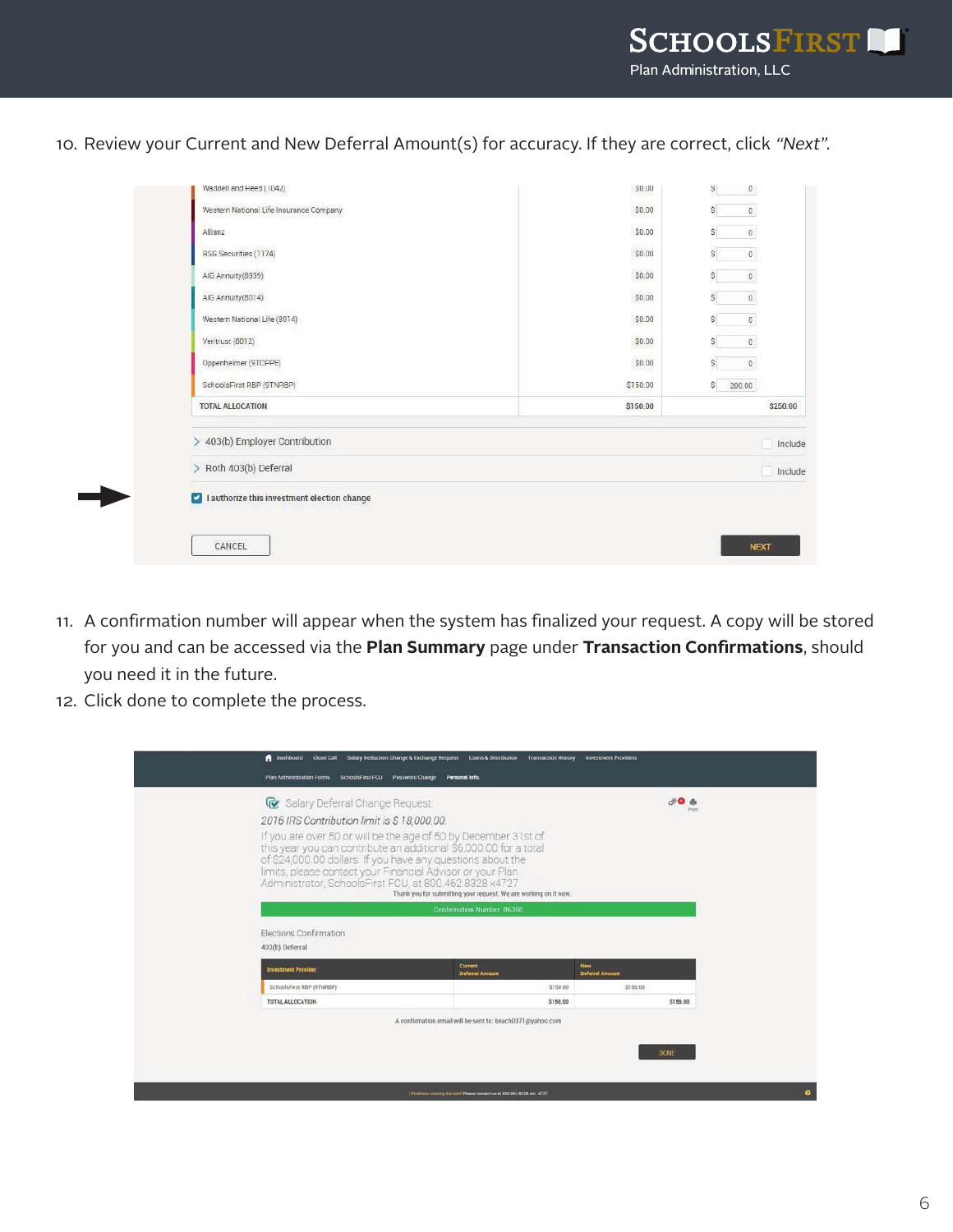10. Review your Current and New Deferral Amount(s) for accuracy. If they are correct, click *"Next"*.

| | | |
|---|---|---|
| Waddell and Reed (1042) | $0.00 | $ 0 |
| Western National Life Insurance Company | $0.00 | $ 0 |
| Allianz | $0.00 | $ 0 |
| RSG Securities (1174) | $0.00 | $ 0 |
| AIG Annuity(8939) | $0.00 | $ 0 |
| AIG Annuity(8014) | $0.00 | $ 0 |
| Western National Life (8014) | $0.00 | $ 0 |
| Veritrust (8012) | $0.00 | $ 0 |
| Oppenheimer (9TOPPE) | $0.00 | $ 0 |
| SchoolsFirst RBP (9TNRBP) | $150.00 | $ 200.00 |
| TOTAL ALLOCATION | $150.00 | $250.00 |

403(b) Employer Contribution — Include

Roth 403(b) Deferral — Include

I authorize this investment election change

CANCEL NEXT

11. A confirmation number will appear when the system has finalized your request. A copy will be stored for you and can be accessed via the **Plan Summary** page under **Transaction Confirmations**, should you need it in the future.
12. Click done to complete the process.

Dashboard Close Call Salary Reduction Change & Exchange Request Loans & Distribution Transaction History Investment Providers
Plan Administration Forms SchoolsFirst FCU Password Change Personal Info.

Salary Deferral Change Request

*2016 IRS Contribution limit is $ 18,000.00.*

If you are over 50 or will be the age of 50 by December 31st of this year you can contribute an additional $6,000.00 for a total of $24,000.00 dollars. If you have any questions about the limits, please contact your Financial Advisor or your Plan Administrator, SchoolsFirst FCU, at 800.462.8328 x4727

Thank you for submitting your request. We are working on it now.

Confirmation Number: 86308

Elections Confirmation

403(b) Deferral

| Investment Provider | Current Deferral Amount | New Deferral Amount |
|---|---|---|
| SchoolsFirst RBP (9TNRBP) | $150.00 | $155.00 |
| TOTAL ALLOCATION | $150.00 | $155.00 |

A confirmation email will be sent to: beach0371@yahoo.com

DONE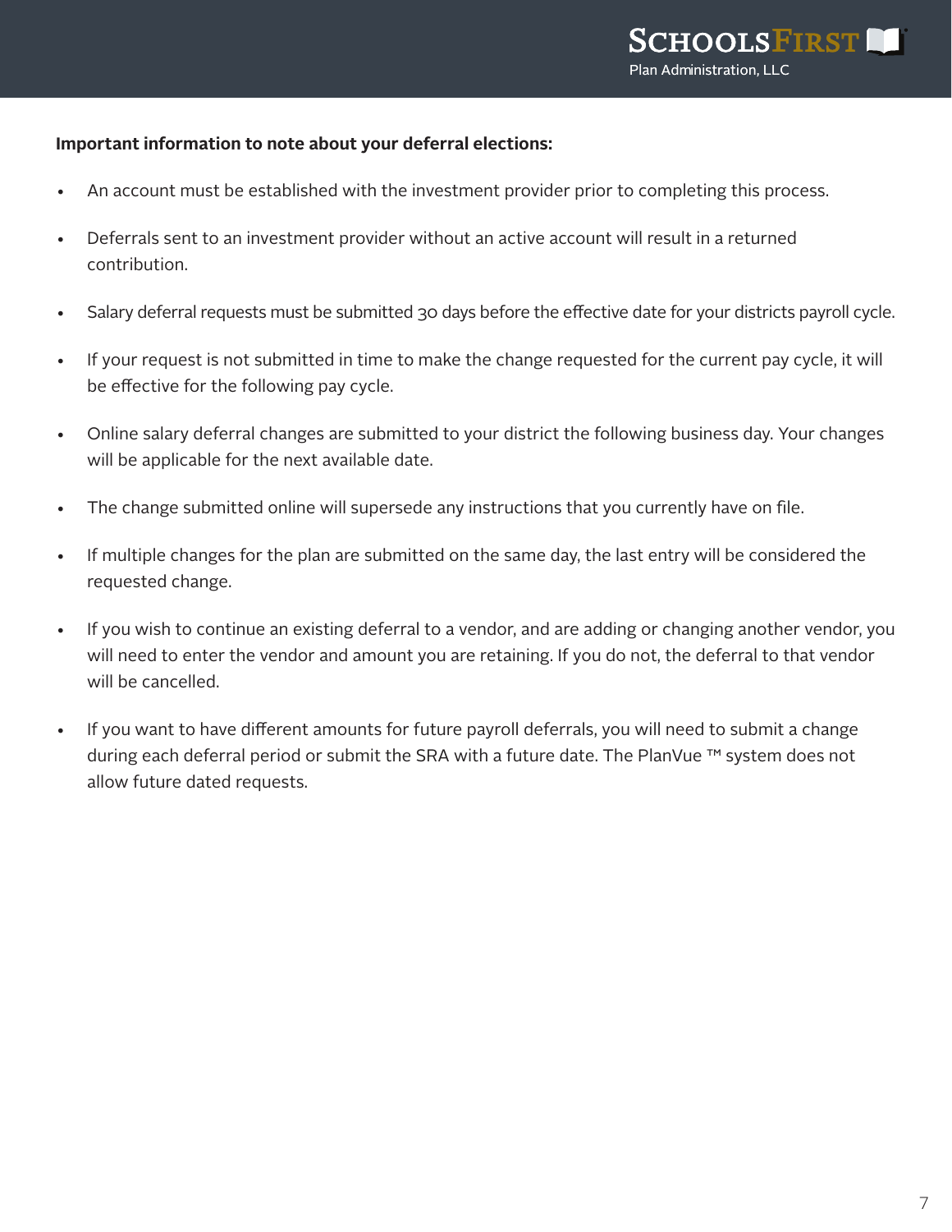**Important information to note about your deferral elections:**

- An account must be established with the investment provider prior to completing this process.
- Deferrals sent to an investment provider without an active account will result in a returned contribution.
- Salary deferral requests must be submitted 30 days before the effective date for your districts payroll cycle.
- If your request is not submitted in time to make the change requested for the current pay cycle, it will be effective for the following pay cycle.
- Online salary deferral changes are submitted to your district the following business day. Your changes will be applicable for the next available date.
- The change submitted online will supersede any instructions that you currently have on file.
- If multiple changes for the plan are submitted on the same day, the last entry will be considered the requested change.
- If you wish to continue an existing deferral to a vendor, and are adding or changing another vendor, you will need to enter the vendor and amount you are retaining. If you do not, the deferral to that vendor will be cancelled.
- If you want to have different amounts for future payroll deferrals, you will need to submit a change during each deferral period or submit the SRA with a future date. The PlanVue ™ system does not allow future dated requests.